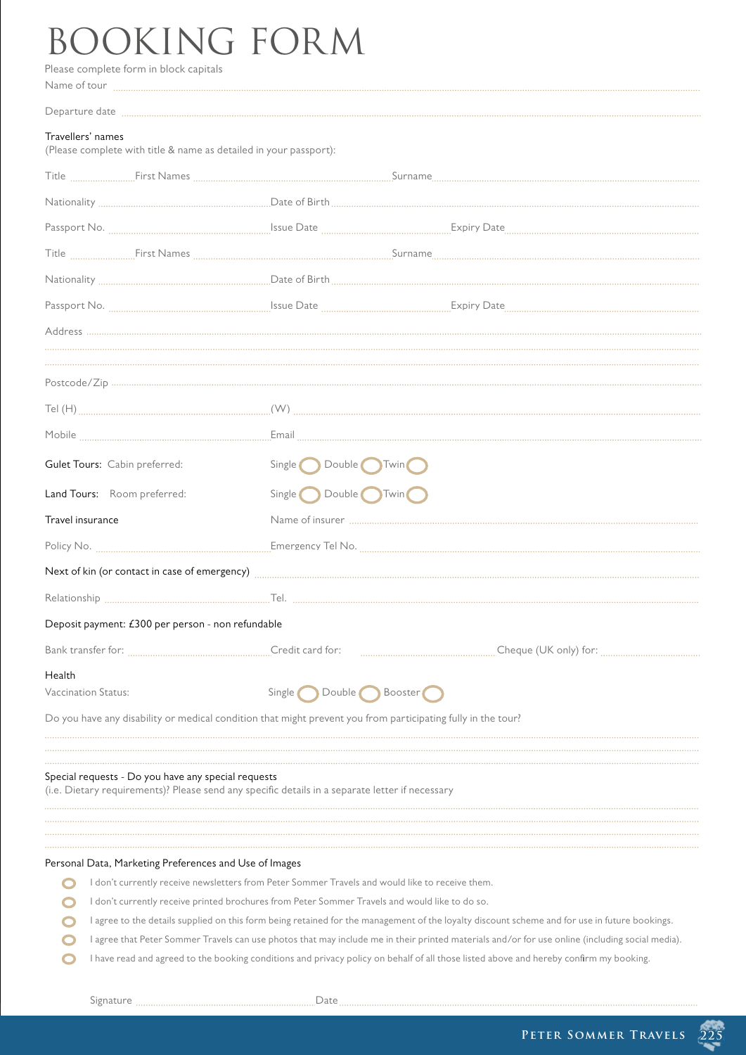# BOOKING FORM

Please complete form in block capitals

Name of tour ..............................................................................................................................

Departure date ..............................................................................................................................

Travellers' names
(Please complete with title & name as detailed in your passport):

Title ................ First Names .......................................... Surname ..........................................

Nationality .......................................... Date of Birth ..........................................

Passport No. .......................................... Issue Date .......................... Expiry Date ..........................

Title ................ First Names .......................................... Surname ..........................................

Nationality .......................................... Date of Birth ..........................................

Passport No. .......................................... Issue Date .......................... Expiry Date ..........................

Address ..............................................................................................................................

..............................................................................................................................

..............................................................................................................................

Postcode/Zip ..............................................................................................................................

Tel (H) .......................................... (W) ..........................................

Mobile .......................................... Email ..........................................

Gulet Tours: Cabin preferred: Single ◯ Double ◯ Twin ◯

Land Tours: Room preferred: Single ◯ Double ◯ Twin ◯

Travel insurance Name of insurer ..........................................

Policy No. .......................................... Emergency Tel No. ..........................................

Next of kin (or contact in case of emergency) ..........................................

Relationship .......................................... Tel. ..........................................

Deposit payment: £300 per person - non refundable

Bank transfer for: .......................... Credit card for: .......................... Cheque (UK only) for: ..........................

Health

Vaccination Status: Single ◯ Double ◯ Booster ◯

Do you have any disability or medical condition that might prevent you from participating fully in the tour?

..............................................................................................................................

..............................................................................................................................

Special requests - Do you have any special requests
(i.e. Dietary requirements)? Please send any specific details in a separate letter if necessary

..............................................................................................................................

..............................................................................................................................

..............................................................................................................................

Personal Data, Marketing Preferences and Use of Images

- ◯ I don't currently receive newsletters from Peter Sommer Travels and would like to receive them.
- ◯ I don't currently receive printed brochures from Peter Sommer Travels and would like to do so.
- ◯ I agree to the details supplied on this form being retained for the management of the loyalty discount scheme and for use in future bookings.
- ◯ I agree that Peter Sommer Travels can use photos that may include me in their printed materials and/or for use online (including social media).
- ◯ I have read and agreed to the booking conditions and privacy policy on behalf of all those listed above and hereby confirm my booking.

Signature .......................................... Date ..........................................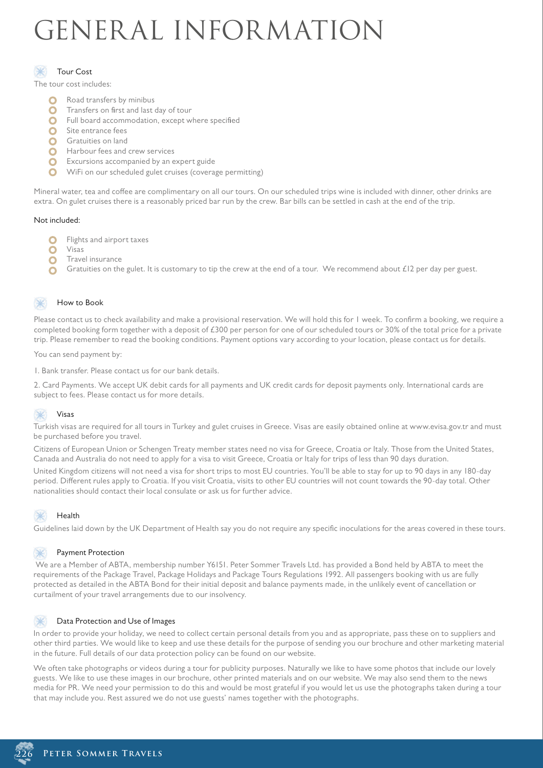# GENERAL INFORMATION

### Tour Cost

The tour cost includes:

- Road transfers by minibus
- Transfers on first and last day of tour
- Full board accommodation, except where specified
- Site entrance fees
- Gratuities on land
- Harbour fees and crew services
- Excursions accompanied by an expert guide
- WiFi on our scheduled gulet cruises (coverage permitting)

Mineral water, tea and coffee are complimentary on all our tours. On our scheduled trips wine is included with dinner, other drinks are extra. On gulet cruises there is a reasonably priced bar run by the crew. Bar bills can be settled in cash at the end of the trip.

Not included:

- Flights and airport taxes
- Visas
- Travel insurance
- Gratuities on the gulet. It is customary to tip the crew at the end of a tour. We recommend about £12 per day per guest.

### How to Book

Please contact us to check availability and make a provisional reservation. We will hold this for 1 week. To confirm a booking, we require a completed booking form together with a deposit of £300 per person for one of our scheduled tours or 30% of the total price for a private trip. Please remember to read the booking conditions. Payment options vary according to your location, please contact us for details.

You can send payment by:

1. Bank transfer. Please contact us for our bank details.

2. Card Payments. We accept UK debit cards for all payments and UK credit cards for deposit payments only. International cards are subject to fees. Please contact us for more details.

### Visas

Turkish visas are required for all tours in Turkey and gulet cruises in Greece. Visas are easily obtained online at www.evisa.gov.tr and must be purchased before you travel.

Citizens of European Union or Schengen Treaty member states need no visa for Greece, Croatia or Italy. Those from the United States, Canada and Australia do not need to apply for a visa to visit Greece, Croatia or Italy for trips of less than 90 days duration.

United Kingdom citizens will not need a visa for short trips to most EU countries. You'll be able to stay for up to 90 days in any 180-day period. Different rules apply to Croatia. If you visit Croatia, visits to other EU countries will not count towards the 90-day total. Other nationalities should contact their local consulate or ask us for further advice.

### Health

Guidelines laid down by the UK Department of Health say you do not require any specific inoculations for the areas covered in these tours.

### Payment Protection

We are a Member of ABTA, membership number Y6151. Peter Sommer Travels Ltd. has provided a Bond held by ABTA to meet the requirements of the Package Travel, Package Holidays and Package Tours Regulations 1992. All passengers booking with us are fully protected as detailed in the ABTA Bond for their initial deposit and balance payments made, in the unlikely event of cancellation or curtailment of your travel arrangements due to our insolvency.

### Data Protection and Use of Images

In order to provide your holiday, we need to collect certain personal details from you and as appropriate, pass these on to suppliers and other third parties. We would like to keep and use these details for the purpose of sending you our brochure and other marketing material in the future. Full details of our data protection policy can be found on our website.

We often take photographs or videos during a tour for publicity purposes. Naturally we like to have some photos that include our lovely guests. We like to use these images in our brochure, other printed materials and on our website. We may also send them to the news media for PR. We need your permission to do this and would be most grateful if you would let us use the photographs taken during a tour that may include you. Rest assured we do not use guests' names together with the photographs.